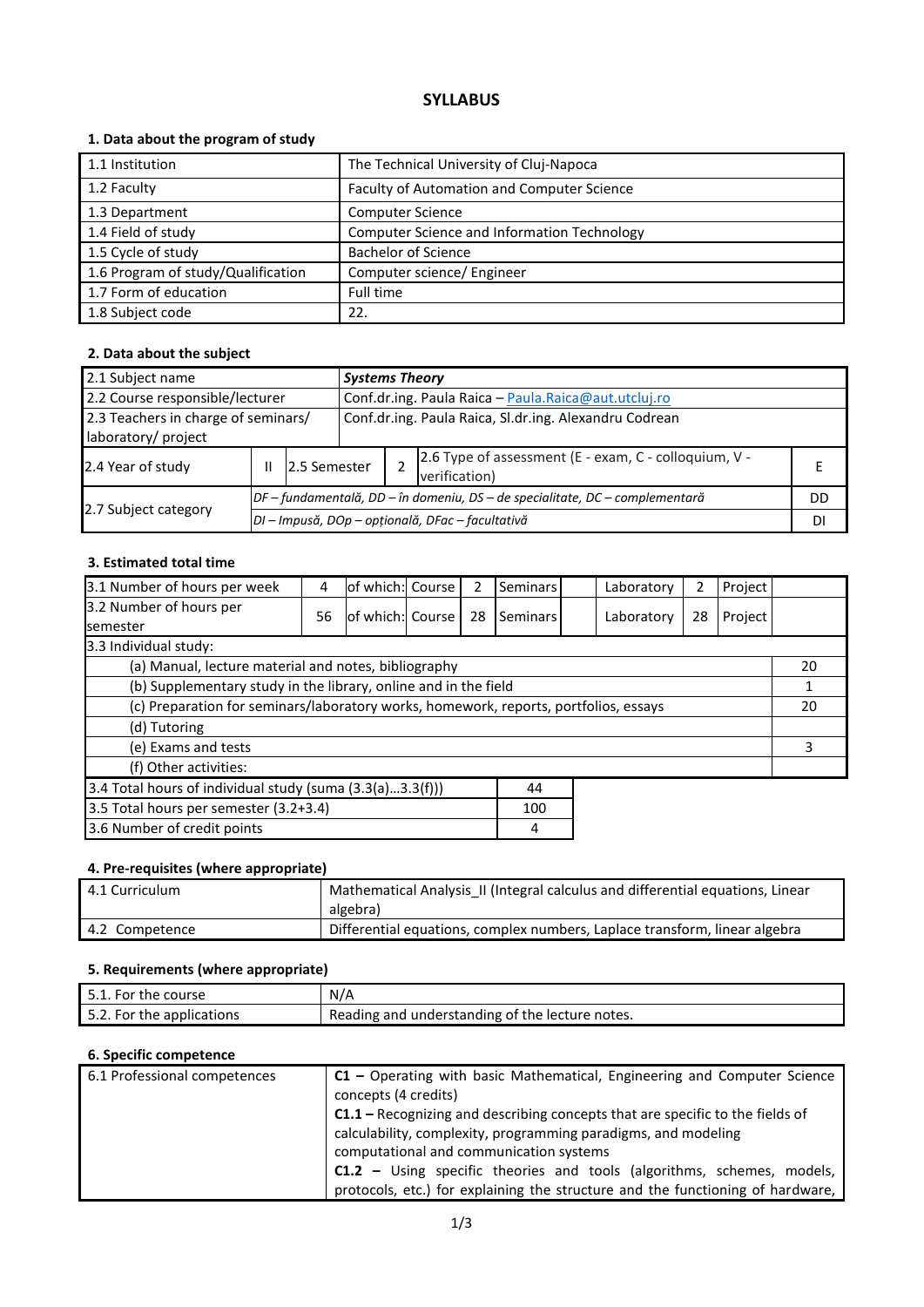# SYLLABUS

## 1. Data about the program of study

| | |
|---|---|
| 1.1 Institution | The Technical University of Cluj-Napoca |
| 1.2 Faculty | Faculty of Automation and Computer Science |
| 1.3 Department | Computer Science |
| 1.4 Field of study | Computer Science and Information Technology |
| 1.5 Cycle of study | Bachelor of Science |
| 1.6 Program of study/Qualification | Computer science/ Engineer |
| 1.7 Form of education | Full time |
| 1.8 Subject code | 22. |

## 2. Data about the subject

| | | | | | |
|---|---|---|---|---|---|
| 2.1 Subject name | ***Systems Theory*** | | | | |
| 2.2 Course responsible/lecturer | Conf.dr.ing. Paula Raica – Paula.Raica@aut.utcluj.ro | | | | |
| 2.3 Teachers in charge of seminars/ laboratory/ project | Conf.dr.ing. Paula Raica, Sl.dr.ing. Alexandru Codrean | | | | |
| 2.4 Year of study | II | 2.5 Semester | 2 | 2.6 Type of assessment (E - exam, C - colloquium, V - verification) | E |
| 2.7 Subject category | *DF – fundamentală, DD – în domeniu, DS – de specialitate, DC – complementară* | | | | DD |
| | *DI – Impusă, DOp – opțională, DFac – facultativă* | | | | DI |

## 3. Estimated total time

| | | | | | | | | | |
|---|---|---|---|---|---|---|---|---|---|
| 3.1 Number of hours per week | 4 | of which: Course | 2 | Seminars | | Laboratory | 2 | Project | |
| 3.2 Number of hours per semester | 56 | of which: Course | 28 | Seminars | | Laboratory | 28 | Project | |

| | |
|---|---|
| 3.3 Individual study: | |
| (a) Manual, lecture material and notes, bibliography | 20 |
| (b) Supplementary study in the library, online and in the field | 1 |
| (c) Preparation for seminars/laboratory works, homework, reports, portfolios, essays | 20 |
| (d) Tutoring | |
| (e) Exams and tests | 3 |
| (f) Other activities: | |

| | |
|---|---|
| 3.4 Total hours of individual study (suma (3.3(a)…3.3(f))) | 44 |
| 3.5 Total hours per semester (3.2+3.4) | 100 |
| 3.6 Number of credit points | 4 |

## 4. Pre-requisites (where appropriate)

| | |
|---|---|
| 4.1 Curriculum | Mathematical Analysis_II (Integral calculus and differential equations, Linear algebra) |
| 4.2 Competence | Differential equations, complex numbers, Laplace transform, linear algebra |

## 5. Requirements (where appropriate)

| | |
|---|---|
| 5.1. For the course | N/A |
| 5.2. For the applications | Reading and understanding of the lecture notes. |

## 6. Specific competence

| | |
|---|---|
| 6.1 Professional competences | **C1 –** Operating with basic Mathematical, Engineering and Computer Science concepts (4 credits)<br>**C1.1 –** Recognizing and describing concepts that are specific to the fields of calculability, complexity, programming paradigms, and modeling computational and communication systems<br>**C1.2 –** Using specific theories and tools (algorithms, schemes, models, protocols, etc.) for explaining the structure and the functioning of hardware, |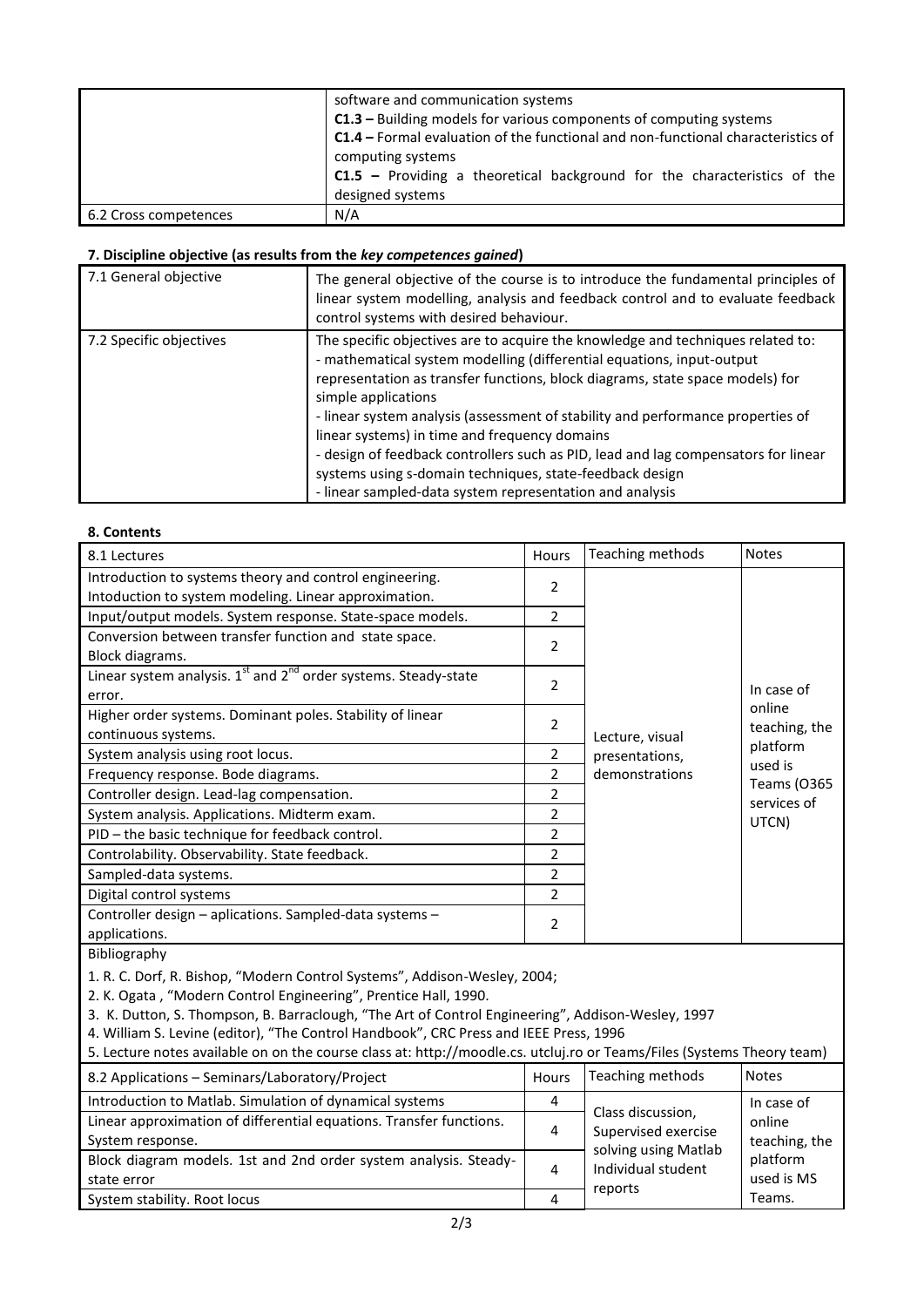| | |
|---|---|
| | software and communication systems<br>**C1.3 –** Building models for various components of computing systems<br>**C1.4 –** Formal evaluation of the functional and non-functional characteristics of computing systems<br>**C1.5 –** Providing a theoretical background for the characteristics of the designed systems |
| 6.2 Cross competences | N/A |

### 7. Discipline objective (as results from the *key competences gained*)

| | |
|---|---|
| 7.1 General objective | The general objective of the course is to introduce the fundamental principles of linear system modelling, analysis and feedback control and to evaluate feedback control systems with desired behaviour. |
| 7.2 Specific objectives | The specific objectives are to acquire the knowledge and techniques related to:<br>- mathematical system modelling (differential equations, input-output representation as transfer functions, block diagrams, state space models) for simple applications<br>- linear system analysis (assessment of stability and performance properties of linear systems) in time and frequency domains<br>- design of feedback controllers such as PID, lead and lag compensators for linear systems using s-domain techniques, state-feedback design<br>- linear sampled-data system representation and analysis |

### 8. Contents

| 8.1 Lectures | Hours | Teaching methods | Notes |
|---|---|---|---|
| Introduction to systems theory and control engineering. Intoduction to system modeling. Linear approximation. | 2 | Lecture, visual presentations, demonstrations | In case of online teaching, the platform used is Teams (O365 services of UTCN) |
| Input/output models. System response. State-space models. | 2 | | |
| Conversion between transfer function and state space. Block diagrams. | 2 | | |
| Linear system analysis. 1st and 2nd order systems. Steady-state error. | 2 | | |
| Higher order systems. Dominant poles. Stability of linear continuous systems. | 2 | | |
| System analysis using root locus. | 2 | | |
| Frequency response. Bode diagrams. | 2 | | |
| Controller design. Lead-lag compensation. | 2 | | |
| System analysis. Applications. Midterm exam. | 2 | | |
| PID – the basic technique for feedback control. | 2 | | |
| Controlability. Observability. State feedback. | 2 | | |
| Sampled-data systems. | 2 | | |
| Digital control systems | 2 | | |
| Controller design – aplications. Sampled-data systems – applications. | 2 | | |

Bibliography

1. R. C. Dorf, R. Bishop, "Modern Control Systems", Addison-Wesley, 2004;
2. K. Ogata , "Modern Control Engineering", Prentice Hall, 1990.
3. K. Dutton, S. Thompson, B. Barraclough, "The Art of Control Engineering", Addison-Wesley, 1997
4. William S. Levine (editor), "The Control Handbook", CRC Press and IEEE Press, 1996
5. Lecture notes available on on the course class at: http://moodle.cs. utcluj.ro or Teams/Files (Systems Theory team)

| 8.2 Applications – Seminars/Laboratory/Project | Hours | Teaching methods | Notes |
|---|---|---|---|
| Introduction to Matlab. Simulation of dynamical systems | 4 | Class discussion, Supervised exercise solving using Matlab Individual student reports | In case of online teaching, the platform used is MS Teams. |
| Linear approximation of differential equations. Transfer functions. System response. | 4 | | |
| Block diagram models. 1st and 2nd order system analysis. Steady-state error | 4 | | |
| System stability. Root locus | 4 | | |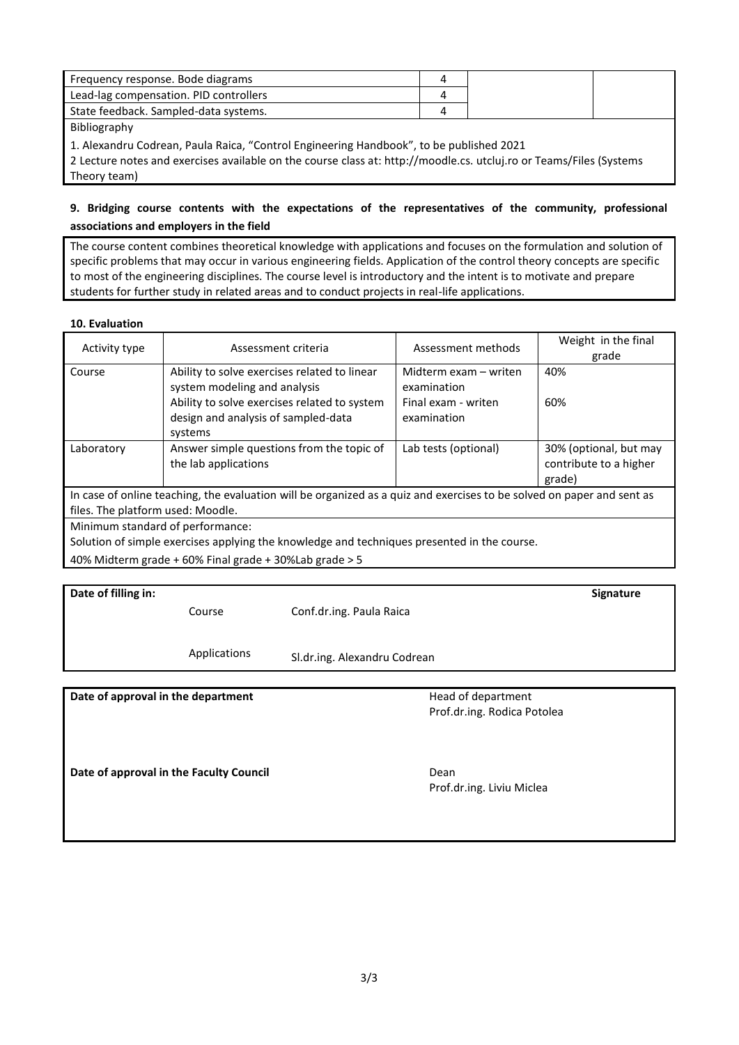| | | | |
|---|---|---|---|
| Frequency response. Bode diagrams | 4 | | |
| Lead-lag compensation. PID controllers | 4 | | |
| State feedback. Sampled-data systems. | 4 | | |

Bibliography

1. Alexandru Codrean, Paula Raica, "Control Engineering Handbook", to be published 2021

2 Lecture notes and exercises available on the course class at: http://moodle.cs. utcluj.ro or Teams/Files (Systems Theory team)

**9. Bridging course contents with the expectations of the representatives of the community, professional associations and employers in the field**

The course content combines theoretical knowledge with applications and focuses on the formulation and solution of specific problems that may occur in various engineering fields. Application of the control theory concepts are specific to most of the engineering disciplines. The course level is introductory and the intent is to motivate and prepare students for further study in related areas and to conduct projects in real-life applications.

**10. Evaluation**

| Activity type | Assessment criteria | Assessment methods | Weight in the final grade |
|---|---|---|---|
| Course | Ability to solve exercises related to linear system modeling and analysis | Midterm exam – writen examination | 40% |
| | Ability to solve exercises related to system design and analysis of sampled-data systems | Final exam - writen examination | 60% |
| Laboratory | Answer simple questions from the topic of the lab applications | Lab tests (optional) | 30% (optional, but may contribute to a higher grade) |

In case of online teaching, the evaluation will be organized as a quiz and exercises to be solved on paper and sent as files. The platform used: Moodle.

Minimum standard of performance:

Solution of simple exercises applying the knowledge and techniques presented in the course.

40% Midterm grade + 60% Final grade + 30%Lab grade > 5

| Date of filling in: | | | Signature |
|---|---|---|---|
| | Course | Conf.dr.ing. Paula Raica | |
| | Applications | Sl.dr.ing. Alexandru Codrean | |

| | |
|---|---|
| **Date of approval in the department** | Head of department<br>Prof.dr.ing. Rodica Potolea |
| **Date of approval in the Faculty Council** | Dean<br>Prof.dr.ing. Liviu Miclea |